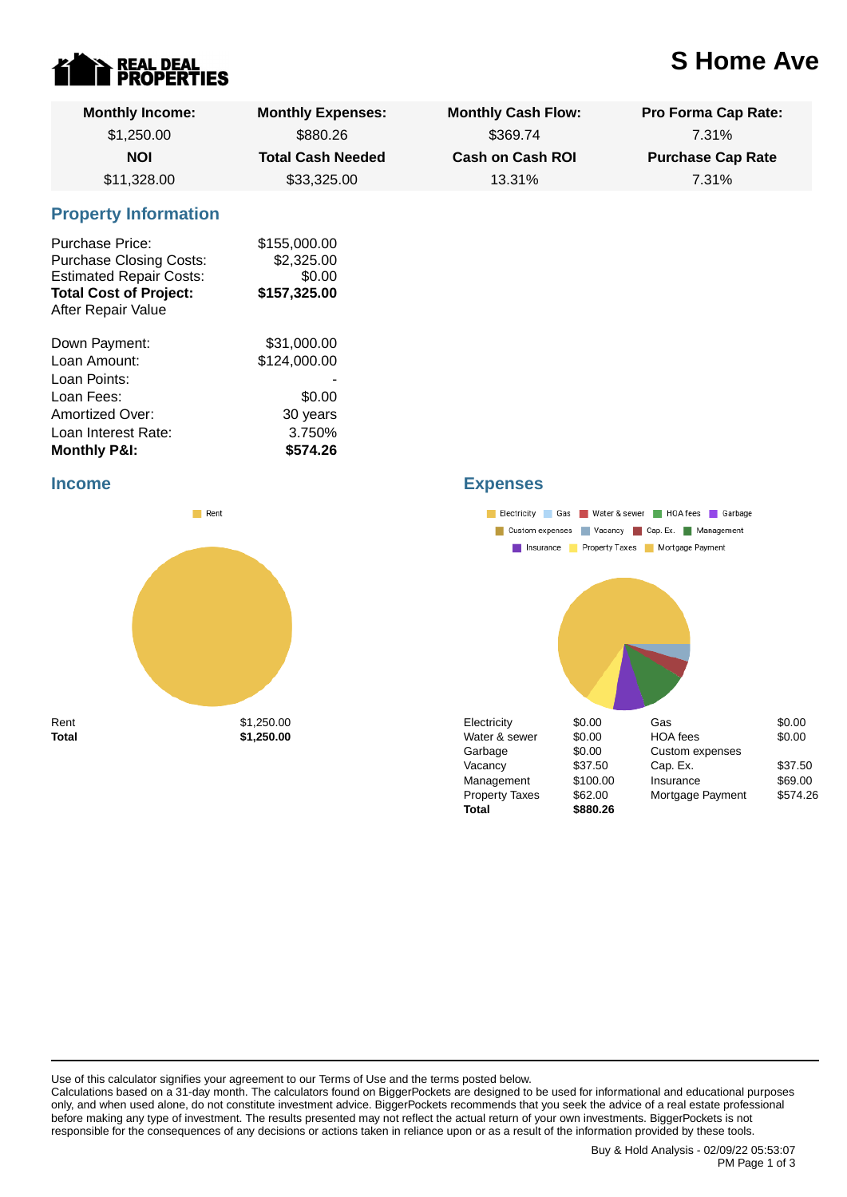REAL DEAL PROPERTIES

# S Home Ave

| Monthly Income: | Monthly Expenses: | Monthly Cash Flow: | Pro Forma Cap Rate: |
|---|---|---|---|
| $1,250.00 | $880.26 | $369.74 | 7.31% |
| **NOI** | **Total Cash Needed** | **Cash on Cash ROI** | **Purchase Cap Rate** |
| $11,328.00 | $33,325.00 | 13.31% | 7.31% |

## Property Information

| | |
|---|---|
| Purchase Price: | $155,000.00 |
| Purchase Closing Costs: | $2,325.00 |
| Estimated Repair Costs: | $0.00 |
| **Total Cost of Project:** | **$157,325.00** |
| After Repair Value | |

| | |
|---|---|
| Down Payment: | $31,000.00 |
| Loan Amount: | $124,000.00 |
| Loan Points: | - |
| Loan Fees: | $0.00 |
| Amortized Over: | 30 years |
| Loan Interest Rate: | 3.750% |
| **Monthly P&I:** | **$574.26** |

## Income

| | |
|---|---|
| Rent | $1,250.00 |
| **Total** | **$1,250.00** |

## Expenses

| | | | |
|---|---|---|---|
| Electricity | $0.00 | Gas | $0.00 |
| Water & sewer | $0.00 | HOA fees | $0.00 |
| Garbage | $0.00 | Custom expenses | |
| Vacancy | $37.50 | Cap. Ex. | $37.50 |
| Management | $100.00 | Insurance | $69.00 |
| Property Taxes | $62.00 | Mortgage Payment | $574.26 |
| **Total** | **$880.26** | | |

Use of this calculator signifies your agreement to our Terms of Use and the terms posted below.
Calculations based on a 31-day month. The calculators found on BiggerPockets are designed to be used for informational and educational purposes only, and when used alone, do not constitute investment advice. BiggerPockets recommends that you seek the advice of a real estate professional before making any type of investment. The results presented may not reflect the actual return of your own investments. BiggerPockets is not responsible for the consequences of any decisions or actions taken in reliance upon or as a result of the information provided by these tools.

Buy & Hold Analysis - 02/09/22 05:53:07 PM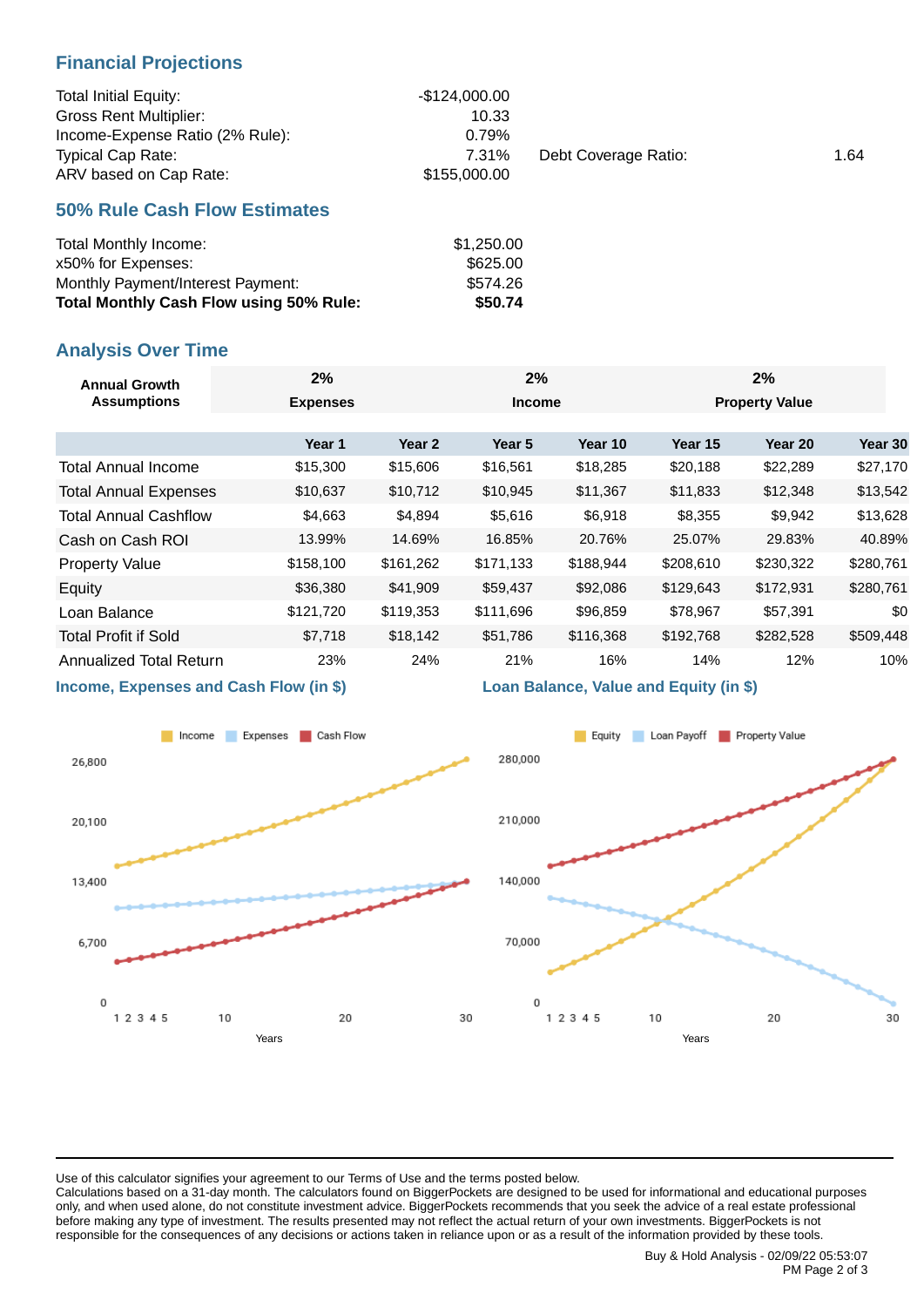## Financial Projections

| | | | |
|---|---|---|---|
| Total Initial Equity: | -$124,000.00 | | |
| Gross Rent Multiplier: | 10.33 | | |
| Income-Expense Ratio (2% Rule): | 0.79% | | |
| Typical Cap Rate: | 7.31% | Debt Coverage Ratio: | 1.64 |
| ARV based on Cap Rate: | $155,000.00 | | |

## 50% Rule Cash Flow Estimates

| | |
|---|---|
| Total Monthly Income: | $1,250.00 |
| x50% for Expenses: | $625.00 |
| Monthly Payment/Interest Payment: | $574.26 |
| **Total Monthly Cash Flow using 50% Rule:** | **$50.74** |

## Analysis Over Time

| Annual Growth Assumptions | 2% Expenses | 2% Income | 2% Property Value |
|---|---|---|---|

| | Year 1 | Year 2 | Year 5 | Year 10 | Year 15 | Year 20 | Year 30 |
|---|---|---|---|---|---|---|---|
| Total Annual Income | $15,300 | $15,606 | $16,561 | $18,285 | $20,188 | $22,289 | $27,170 |
| Total Annual Expenses | $10,637 | $10,712 | $10,945 | $11,367 | $11,833 | $12,348 | $13,542 |
| Total Annual Cashflow | $4,663 | $4,894 | $5,616 | $6,918 | $8,355 | $9,942 | $13,628 |
| Cash on Cash ROI | 13.99% | 14.69% | 16.85% | 20.76% | 25.07% | 29.83% | 40.89% |
| Property Value | $158,100 | $161,262 | $171,133 | $188,944 | $208,610 | $230,322 | $280,761 |
| Equity | $36,380 | $41,909 | $59,437 | $92,086 | $129,643 | $172,931 | $280,761 |
| Loan Balance | $121,720 | $119,353 | $111,696 | $96,859 | $78,967 | $57,391 | $0 |
| Total Profit if Sold | $7,718 | $18,142 | $51,786 | $116,368 | $192,768 | $282,528 | $509,448 |
| Annualized Total Return | 23% | 24% | 21% | 16% | 14% | 12% | 10% |

### Income, Expenses and Cash Flow (in $)

### Loan Balance, Value and Equity (in $)

Use of this calculator signifies your agreement to our Terms of Use and the terms posted below.
Calculations based on a 31-day month. The calculators found on BiggerPockets are designed to be used for informational and educational purposes only, and when used alone, do not constitute investment advice. BiggerPockets recommends that you seek the advice of a real estate professional before making any type of investment. The results presented may not reflect the actual return of your own investments. BiggerPockets is not responsible for the consequences of any decisions or actions taken in reliance upon or as a result of the information provided by these tools.

Buy & Hold Analysis - 02/09/22 05:53:07 PM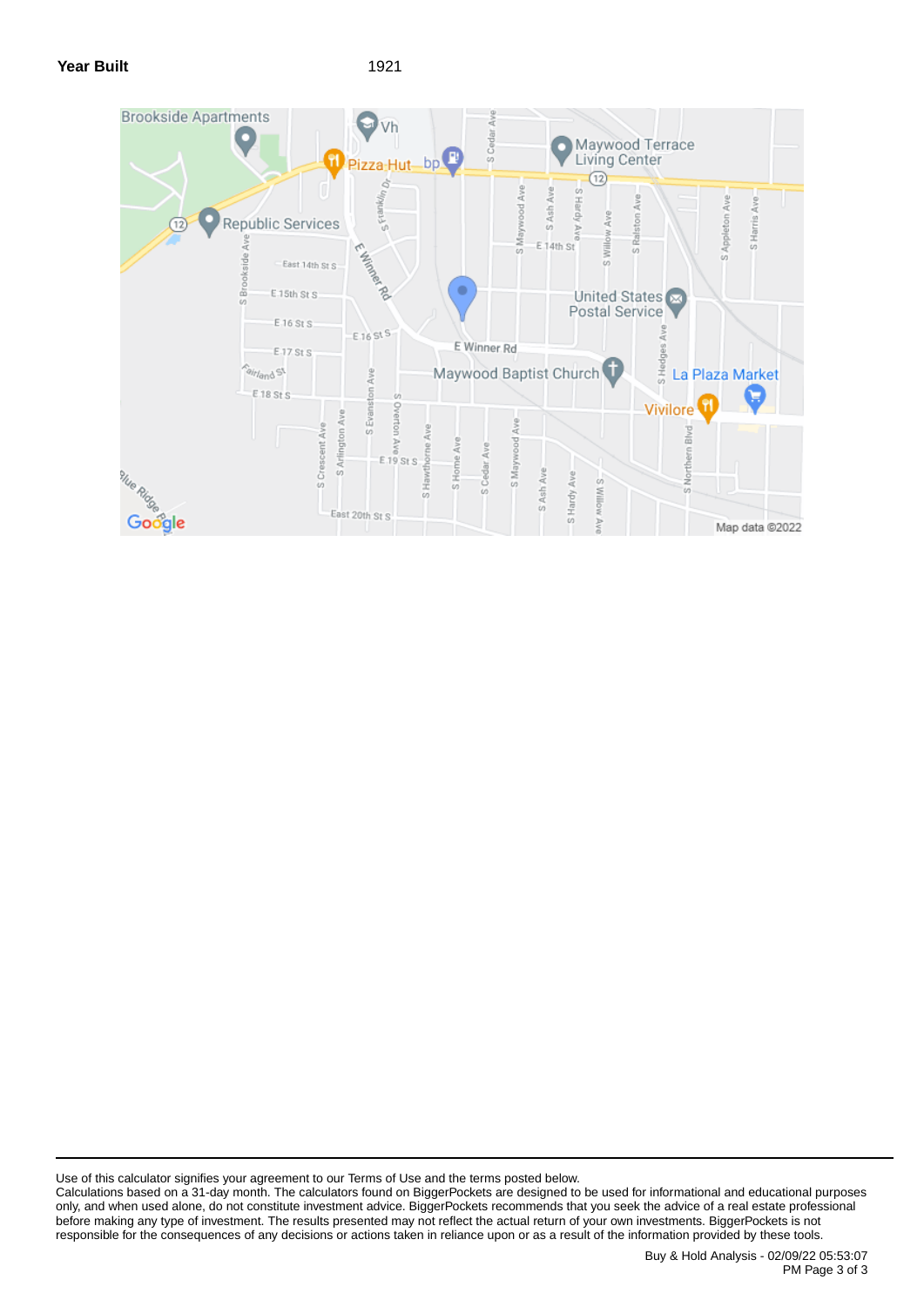**Year Built** 1921

Use of this calculator signifies your agreement to our Terms of Use and the terms posted below.
Calculations based on a 31-day month. The calculators found on BiggerPockets are designed to be used for informational and educational purposes only, and when used alone, do not constitute investment advice. BiggerPockets recommends that you seek the advice of a real estate professional before making any type of investment. The results presented may not reflect the actual return of your own investments. BiggerPockets is not responsible for the consequences of any decisions or actions taken in reliance upon or as a result of the information provided by these tools.